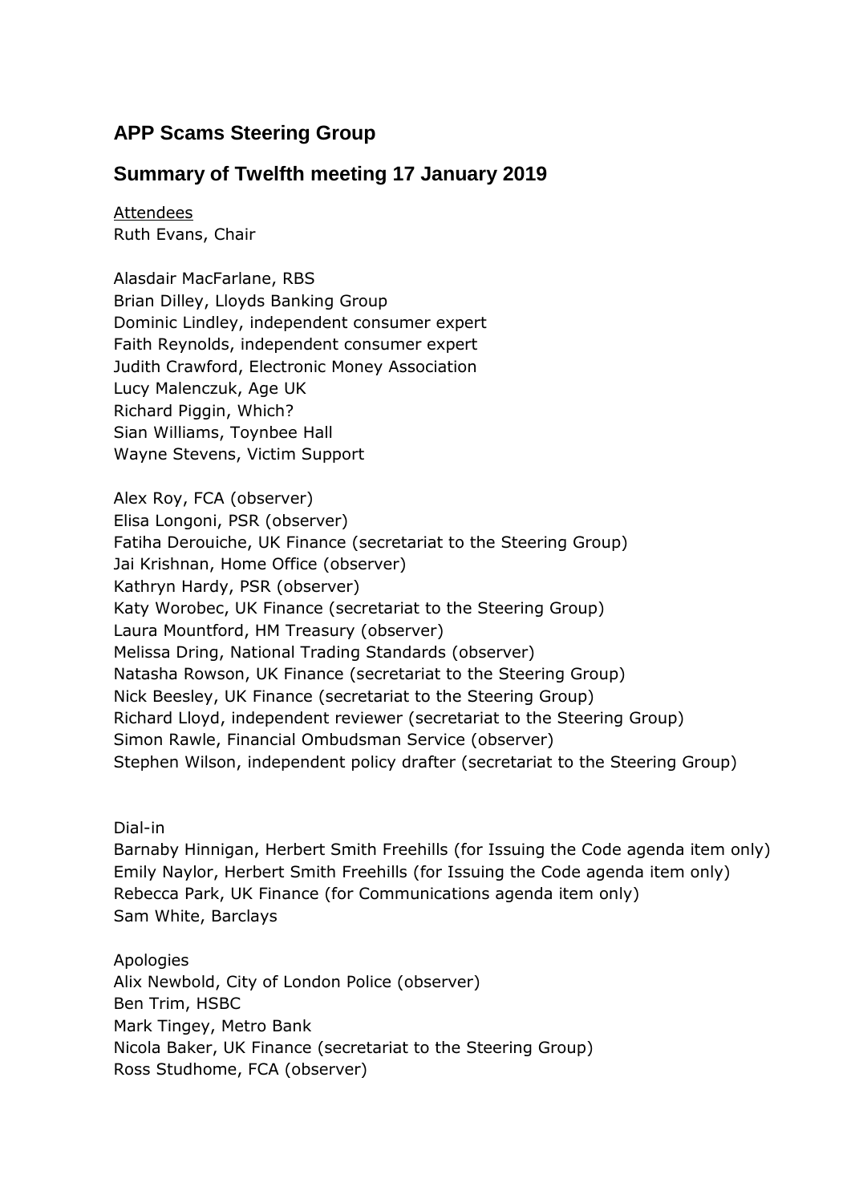## APP Scams Steering Group

## Summary of Twelfth meeting 17 January 2019

Attendees
Ruth Evans, Chair

Alasdair MacFarlane, RBS
Brian Dilley, Lloyds Banking Group
Dominic Lindley, independent consumer expert
Faith Reynolds, independent consumer expert
Judith Crawford, Electronic Money Association
Lucy Malenczuk, Age UK
Richard Piggin, Which?
Sian Williams, Toynbee Hall
Wayne Stevens, Victim Support

Alex Roy, FCA (observer)
Elisa Longoni, PSR (observer)
Fatiha Derouiche, UK Finance (secretariat to the Steering Group)
Jai Krishnan, Home Office (observer)
Kathryn Hardy, PSR (observer)
Katy Worobec, UK Finance (secretariat to the Steering Group)
Laura Mountford, HM Treasury (observer)
Melissa Dring, National Trading Standards (observer)
Natasha Rowson, UK Finance (secretariat to the Steering Group)
Nick Beesley, UK Finance (secretariat to the Steering Group)
Richard Lloyd, independent reviewer (secretariat to the Steering Group)
Simon Rawle, Financial Ombudsman Service (observer)
Stephen Wilson, independent policy drafter (secretariat to the Steering Group)

Dial-in
Barnaby Hinnigan, Herbert Smith Freehills (for Issuing the Code agenda item only)
Emily Naylor, Herbert Smith Freehills (for Issuing the Code agenda item only)
Rebecca Park, UK Finance (for Communications agenda item only)
Sam White, Barclays

Apologies
Alix Newbold, City of London Police (observer)
Ben Trim, HSBC
Mark Tingey, Metro Bank
Nicola Baker, UK Finance (secretariat to the Steering Group)
Ross Studhome, FCA (observer)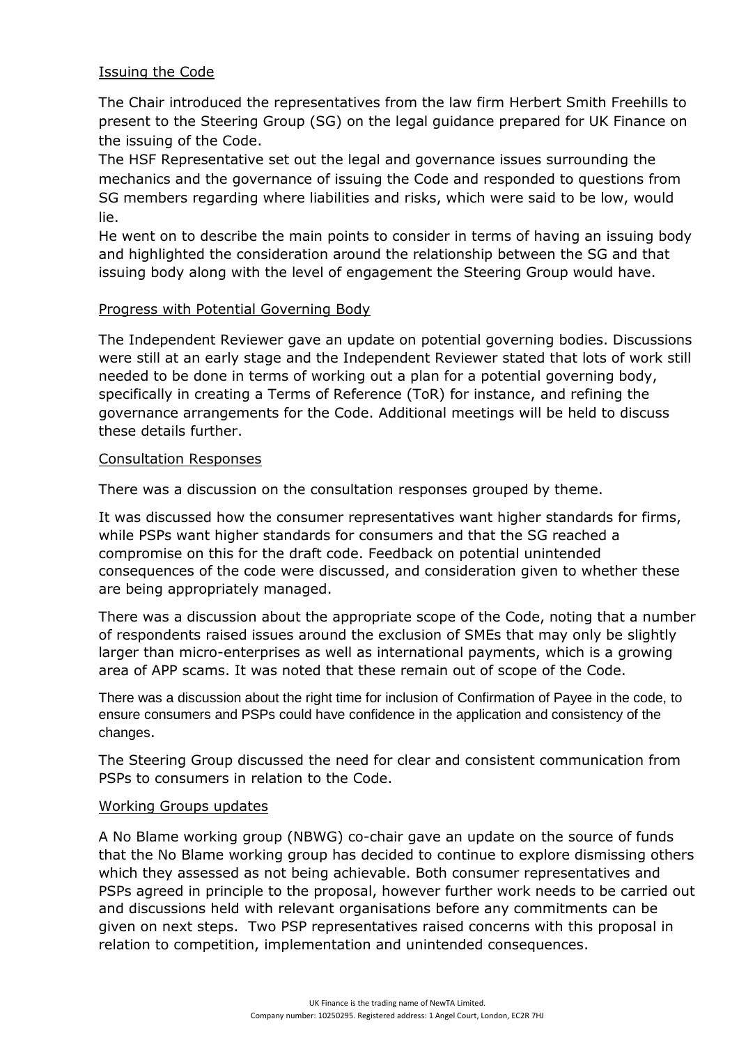### Issuing the Code

The Chair introduced the representatives from the law firm Herbert Smith Freehills to present to the Steering Group (SG) on the legal guidance prepared for UK Finance on the issuing of the Code.

The HSF Representative set out the legal and governance issues surrounding the mechanics and the governance of issuing the Code and responded to questions from SG members regarding where liabilities and risks, which were said to be low, would lie.

He went on to describe the main points to consider in terms of having an issuing body and highlighted the consideration around the relationship between the SG and that issuing body along with the level of engagement the Steering Group would have.

### Progress with Potential Governing Body

The Independent Reviewer gave an update on potential governing bodies. Discussions were still at an early stage and the Independent Reviewer stated that lots of work still needed to be done in terms of working out a plan for a potential governing body, specifically in creating a Terms of Reference (ToR) for instance, and refining the governance arrangements for the Code. Additional meetings will be held to discuss these details further.

### Consultation Responses

There was a discussion on the consultation responses grouped by theme.

It was discussed how the consumer representatives want higher standards for firms, while PSPs want higher standards for consumers and that the SG reached a compromise on this for the draft code. Feedback on potential unintended consequences of the code were discussed, and consideration given to whether these are being appropriately managed.

There was a discussion about the appropriate scope of the Code, noting that a number of respondents raised issues around the exclusion of SMEs that may only be slightly larger than micro-enterprises as well as international payments, which is a growing area of APP scams. It was noted that these remain out of scope of the Code.

There was a discussion about the right time for inclusion of Confirmation of Payee in the code, to ensure consumers and PSPs could have confidence in the application and consistency of the changes.

The Steering Group discussed the need for clear and consistent communication from PSPs to consumers in relation to the Code.

### Working Groups updates

A No Blame working group (NBWG) co-chair gave an update on the source of funds that the No Blame working group has decided to continue to explore dismissing others which they assessed as not being achievable. Both consumer representatives and PSPs agreed in principle to the proposal, however further work needs to be carried out and discussions held with relevant organisations before any commitments can be given on next steps. Two PSP representatives raised concerns with this proposal in relation to competition, implementation and unintended consequences.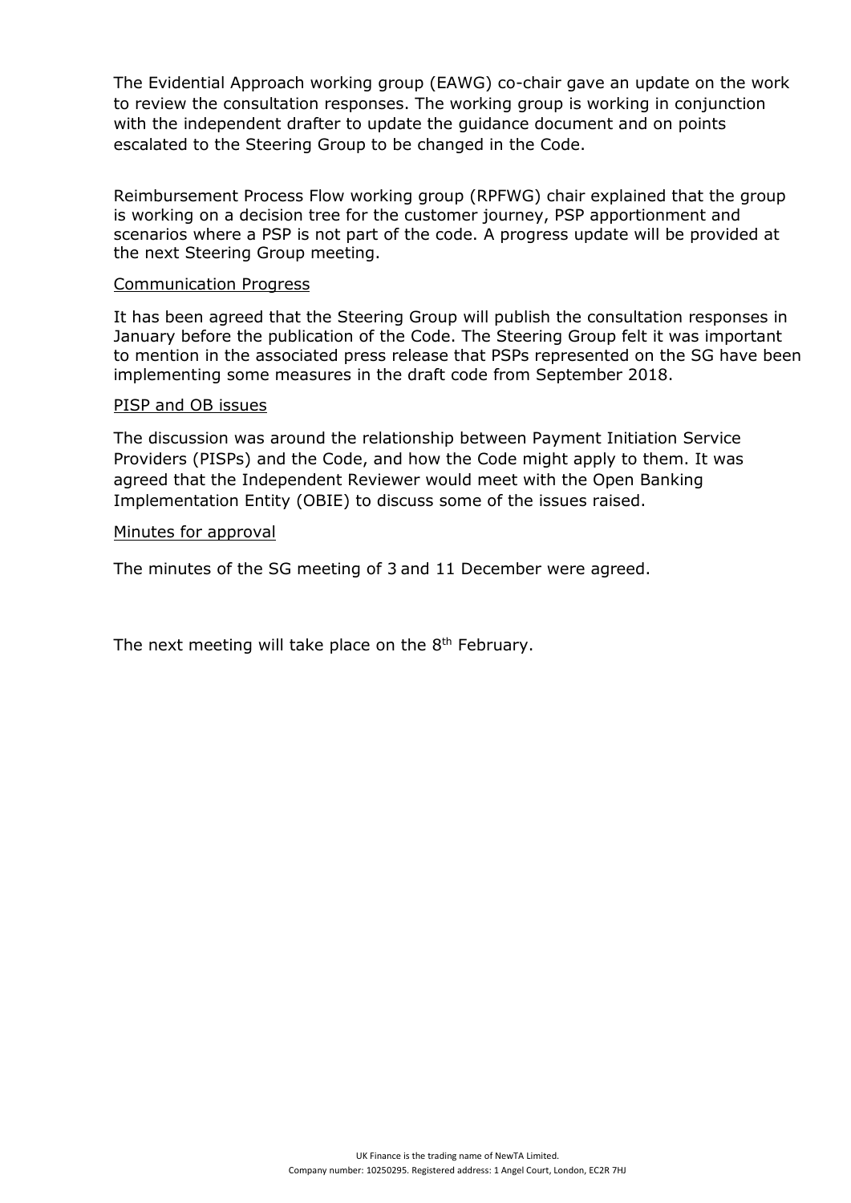The Evidential Approach working group (EAWG) co-chair gave an update on the work to review the consultation responses. The working group is working in conjunction with the independent drafter to update the guidance document and on points escalated to the Steering Group to be changed in the Code.

Reimbursement Process Flow working group (RPFWG) chair explained that the group is working on a decision tree for the customer journey, PSP apportionment and scenarios where a PSP is not part of the code. A progress update will be provided at the next Steering Group meeting.

<u>Communication Progress</u>

It has been agreed that the Steering Group will publish the consultation responses in January before the publication of the Code. The Steering Group felt it was important to mention in the associated press release that PSPs represented on the SG have been implementing some measures in the draft code from September 2018.

<u>PISP and OB issues</u>

The discussion was around the relationship between Payment Initiation Service Providers (PISPs) and the Code, and how the Code might apply to them. It was agreed that the Independent Reviewer would meet with the Open Banking Implementation Entity (OBIE) to discuss some of the issues raised.

<u>Minutes for approval</u>

The minutes of the SG meeting of 3 and 11 December were agreed.

The next meeting will take place on the 8th February.

UK Finance is the trading name of NewTA Limited.
Company number: 10250295. Registered address: 1 Angel Court, London, EC2R 7HJ